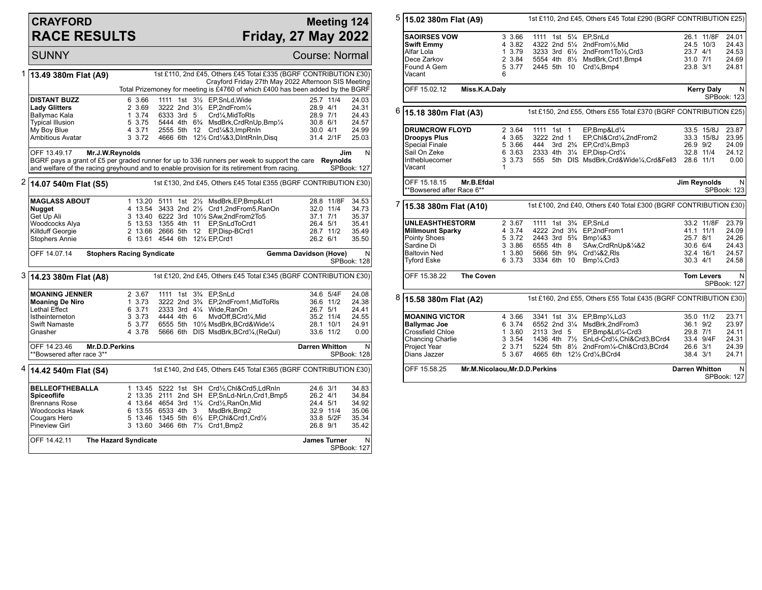# CRAYFORD RACE RESULTS

## Meeting 124 — Friday, 27 May 2022

SUNNY — Course: Normal

### 1 — 13.49 380m Flat (A9)

1st £110, 2nd £45, Others £45 Total £335 (BGRF CONTRIBUTION £30)
Crayford Friday 27th May 2022 Afternoon SIS Meeting
Total Prizemoney for meeting is £4760 of which £400 has been added by the BGRF

| Greyhound | Trap | Sect | Bends | Pos | Dist | Remarks | Wt | SP | Time |
|---|---|---|---|---|---|---|---|---|---|
| **DISTANT BUZZ** | 6 | 3.66 | 1111 | 1st | 3½ | EP,SnLd,Wide | 25.7 | 11/4 | 24.03 |
| **Lady Glitters** | 2 | 3.69 | 3222 | 2nd | 3½ | EP,2ndFrom¼ | 28.9 | 4/1 | 24.31 |
| Ballymac Kala | 1 | 3.74 | 6333 | 3rd | 5 | Crd¼,MidToRls | 28.9 | 7/1 | 24.43 |
| Typical Illusion | 5 | 3.75 | 5444 | 4th | 6¾ | MsdBrk,CrdRnUp,Bmp¼ | 30.8 | 6/1 | 24.57 |
| My Boy Blue | 4 | 3.71 | 2555 | 5th | 12 | Crd¼&3,ImpRnIn | 30.0 | 4/1 | 24.99 |
| Ambitious Avatar | 3 | 3.72 | 4666 | 6th | 12½ | Crd¼&3,DIntRnIn,Disq | 31.4 | 2/1F | 25.03 |

OFF 13.49.17 **Mr.J.W.Reynolds** — Jim Reynolds — N — SPBook: 127

BGRF pays a grant of £5 per graded runner for up to 336 runners per week to support the care and welfare of the racing greyhound and to enable provision for its retirement from racing.

### 2 — 14.07 540m Flat (S5)

1st £130, 2nd £45, Others £45 Total £355 (BGRF CONTRIBUTION £30)

| Greyhound | Trap | Sect | Bends | Pos | Dist | Remarks | Wt | SP | Time |
|---|---|---|---|---|---|---|---|---|---|
| **MAGLASS ABOUT** | 1 | 13.20 | 5111 | 1st | 2½ | MsdBrk,EP,Bmp&Ld1 | 28.8 | 11/8F | 34.53 |
| **Nugget** | 4 | 13.54 | 3433 | 2nd | 2½ | Crd1,2ndFrom5,RanOn | 32.0 | 11/4 | 34.73 |
| Get Up Ali | 3 | 13.40 | 6222 | 3rd | 10½ | SAw,2ndFrom2To5 | 37.1 | 7/1 | 35.37 |
| Woodcocks Alya | 5 | 13.53 | 1355 | 4th | 11 | EP,SnLdToCrd1 | 26.4 | 5/1 | 35.41 |
| Killduff Georgie | 2 | 13.66 | 2666 | 5th | 12 | EP,Disp-BCrd1 | 28.7 | 11/2 | 35.49 |
| Stophers Annie | 6 | 13.61 | 4544 | 6th | 12¼ | EP,Crd1 | 26.2 | 6/1 | 35.50 |

OFF 14.07.14 **Stophers Racing Syndicate** — Gemma Davidson (Hove) — N — SPBook: 128

### 3 — 14.23 380m Flat (A8)

1st £120, 2nd £45, Others £45 Total £345 (BGRF CONTRIBUTION £30)

| Greyhound | Trap | Sect | Bends | Pos | Dist | Remarks | Wt | SP | Time |
|---|---|---|---|---|---|---|---|---|---|
| **MOANING JENNER** | 2 | 3.67 | 1111 | 1st | 3¾ | EP,SnLd | 34.6 | 5/4F | 24.08 |
| **Moaning De Niro** | 1 | 3.73 | 3222 | 2nd | 3¾ | EP,2ndFrom1,MidToRls | 36.6 | 11/2 | 24.38 |
| Lethal Effect | 6 | 3.71 | 2333 | 3rd | 4¼ | Wide,RanOn | 26.7 | 5/1 | 24.41 |
| Istheinterneton | 3 | 3.73 | 4444 | 4th | 6 | MvdOff,BCrd¼,Mid | 35.2 | 11/4 | 24.55 |
| Swift Namaste | 5 | 3.77 | 6555 | 5th | 10½ | MsdBrk,BCrd&Wide¼ | 28.1 | 10/1 | 24.91 |
| Gnasher | 4 | 3.78 | 5666 | 6th | DIS | MsdBrk,BCrd¼,(ReQul) | 33.6 | 11/2 | 0.00 |

OFF 14.23.46 **Mr.D.D.Perkins** — Darren Whitton — N — SPBook: 128

**Bowsered after race 3**

### 4 — 14.42 540m Flat (S4)

1st £140, 2nd £45, Others £45 Total £365 (BGRF CONTRIBUTION £30)

| Greyhound | Trap | Sect | Bends | Pos | Dist | Remarks | Wt | SP | Time |
|---|---|---|---|---|---|---|---|---|---|
| **BELLEOFTHEBALLA** | 1 | 13.45 | 5222 | 1st | SH | Crd½,Chl&Crd5,LdRnIn | 24.6 | 3/1 | 34.83 |
| **Spiceoflife** | 2 | 13.35 | 2111 | 2nd | SH | EP,SnLd-NrLn,Crd1,Bmp5 | 26.2 | 4/1 | 34.84 |
| Brennans Rose | 4 | 13.64 | 4654 | 3rd | 1¼ | Crd½,RanOn,Mid | 24.4 | 5/1 | 34.92 |
| Woodcocks Hawk | 6 | 13.55 | 6533 | 4th | 3 | MsdBrk,Bmp2 | 32.9 | 11/4 | 35.06 |
| Cougars Hero | 5 | 13.46 | 1345 | 5th | 6½ | EP,Chl&Crd1,Crd½ | 33.8 | 5/2F | 35.34 |
| Pineview Girl | 3 | 13.60 | 3466 | 6th | 7½ | Crd1,Bmp2 | 26.8 | 9/1 | 35.42 |

OFF 14.42.11 **The Hazard Syndicate** — James Turner — N — SPBook: 127

### 5 — 15.02 380m Flat (A9)

1st £110, 2nd £45, Others £45 Total £290 (BGRF CONTRIBUTION £25)

| Greyhound | Trap | Sect | Bends | Pos | Dist | Remarks | Wt | SP | Time |
|---|---|---|---|---|---|---|---|---|---|
| **SAOIRSES VOW** | 3 | 3.66 | 1111 | 1st | 5¼ | EP,SnLd | 26.1 | 11/8F | 24.01 |
| **Swift Emmy** | 4 | 3.82 | 4322 | 2nd | 5¼ | 2ndFrom½,Mid | 24.5 | 10/3 | 24.43 |
| Alfar Lola | 1 | 3.79 | 3233 | 3rd | 6½ | 2ndFrom1To½,Crd3 | 23.7 | 4/1 | 24.53 |
| Dece Zarkov | 2 | 3.84 | 5554 | 4th | 8½ | MsdBrk,Crd1,Bmp4 | 31.0 | 7/1 | 24.69 |
| Found A Gem | 5 | 3.77 | 2445 | 5th | 10 | Crd¼,Bmp4 | 23.8 | 3/1 | 24.81 |
| Vacant | 6 | | | | | | | | |

OFF 15.02.12 **Miss.K.A.Daly** — Kerry Daly — N — SPBook: 123

### 6 — 15.18 380m Flat (A3)

1st £150, 2nd £55, Others £55 Total £370 (BGRF CONTRIBUTION £25)

| Greyhound | Trap | Sect | Bends | Pos | Dist | Remarks | Wt | SP | Time |
|---|---|---|---|---|---|---|---|---|---|
| **DRUMCROW FLOYD** | 2 | 3.64 | 1111 | 1st | 1 | EP,Bmp&Ld¼ | 33.5 | 15/8J | 23.87 |
| **Droopys Plus** | 4 | 3.65 | 3222 | 2nd | 1 | EP,Chl&Crd¼,2ndFrom2 | 33.3 | 15/8J | 23.95 |
| Special Finale | 5 | 3.66 | 444 | 3rd | 2¾ | EP,Crd¼,Bmp3 | 26.9 | 9/2 | 24.09 |
| Sail On Zeke | 6 | 3.63 | 2333 | 4th | 3¼ | EP,Disp-Crd¼ | 32.8 | 11/4 | 24.12 |
| Inthebluecorner | 3 | 3.73 | 555 | 5th | DIS | MsdBrk,Crd&Wide¼,Crd&Fell3 | 28.6 | 11/1 | 0.00 |
| Vacant | 1 | | | | | | | | |

OFF 15.18.15 **Mr.B.Efdal** — Jim Reynolds — N — SPBook: 123

**Bowsered after Race 6**

### 7 — 15.38 380m Flat (A10)

1st £100, 2nd £40, Others £40 Total £300 (BGRF CONTRIBUTION £30)

| Greyhound | Trap | Sect | Bends | Pos | Dist | Remarks | Wt | SP | Time |
|---|---|---|---|---|---|---|---|---|---|
| **UNLEASHTHESTORM** | 2 | 3.67 | 1111 | 1st | 3¾ | EP,SnLd | 33.2 | 11/8F | 23.79 |
| **Millmount Sparky** | 4 | 3.74 | 4222 | 2nd | 3¾ | EP,2ndFrom1 | 41.1 | 11/1 | 24.09 |
| Pointy Shoes | 5 | 3.72 | 2443 | 3rd | 5¾ | Bmp¼&3 | 25.7 | 8/1 | 24.26 |
| Sardine Di | 3 | 3.86 | 6555 | 4th | 8 | SAw,CrdRnUp&¼&2 | 30.6 | 6/4 | 24.43 |
| Baltovin Ned | 1 | 3.80 | 5666 | 5th | 9¾ | Crd¼&2,Rls | 32.4 | 16/1 | 24.57 |
| Tyford Eske | 6 | 3.73 | 3334 | 6th | 10 | Bmp¼,Crd3 | 30.3 | 4/1 | 24.58 |

OFF 15.38.22 **The Coven** — Tom Levers — N — SPBook: 127

### 8 — 15.58 380m Flat (A2)

1st £160, 2nd £55, Others £55 Total £435 (BGRF CONTRIBUTION £30)

| Greyhound | Trap | Sect | Bends | Pos | Dist | Remarks | Wt | SP | Time |
|---|---|---|---|---|---|---|---|---|---|
| **MOANING VICTOR** | 4 | 3.66 | 3341 | 1st | 3¼ | EP,Bmp¼,Ld3 | 35.0 | 11/2 | 23.71 |
| **Ballymac Joe** | 6 | 3.74 | 6552 | 2nd | 3¼ | MsdBrk,2ndFrom3 | 36.1 | 9/2 | 23.97 |
| Crossfield Chloe | 1 | 3.60 | 2113 | 3rd | 5 | EP,Bmp&Ld¼-Crd3 | 29.8 | 7/1 | 24.11 |
| Chancing Charlie | 3 | 3.54 | 1436 | 4th | 7½ | SnLd-Crd¼,Chl&Crd3,BCrd4 | 33.4 | 9/4F | 24.31 |
| Project Year | 2 | 3.71 | 5224 | 5th | 8½ | 2ndFrom¼-Chl&Crd3,BCrd4 | 26.6 | 3/1 | 24.39 |
| Dians Jazzer | 5 | 3.67 | 4665 | 6th | 12½ | Crd¼,BCrd4 | 38.4 | 3/1 | 24.71 |

OFF 15.58.25 **Mr.M.Nicolaou,Mr.D.D.Perkins** — Darren Whitton — N — SPBook: 127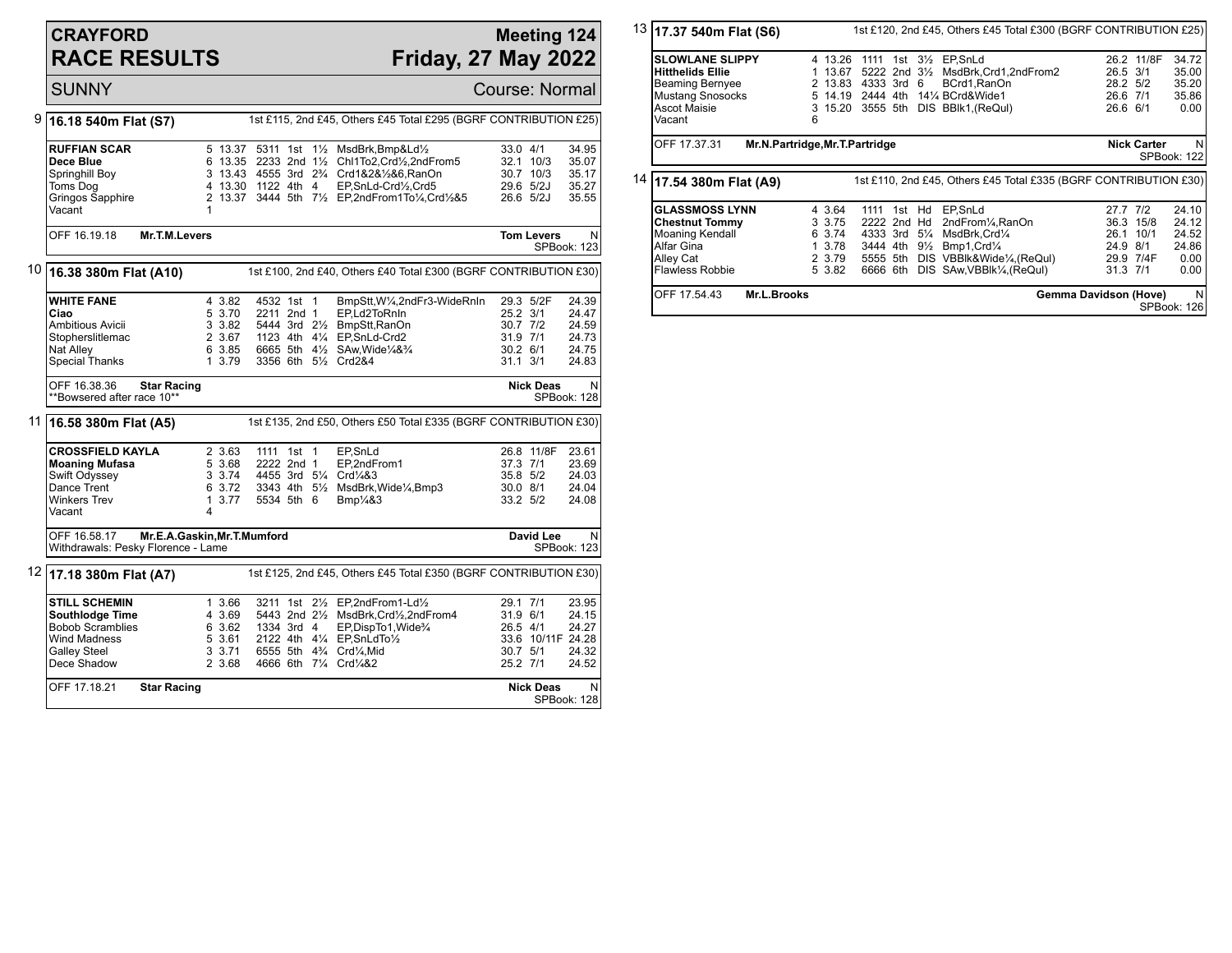# CRAYFORD RACE RESULTS

**Meeting 124**
**Friday, 27 May 2022**

SUNNY — Course: Normal

## 9 16.18 540m Flat (S7)

1st £115, 2nd £45, Others £45 Total £295 (BGRF CONTRIBUTION £25)

| | | | | | | | | | | |
|---|---|---|---|---|---|---|---|---|---|---|
| **RUFFIAN SCAR** | 5 | 13.37 | 5311 | 1st | 1½ | MsdBrk,Bmp&Ld½ | 33.0 | 4/1 | | 34.95 |
| **Dece Blue** | 6 | 13.35 | 2233 | 2nd | 1½ | Chl1To2,Crd½,2ndFrom5 | 32.1 | 10/3 | | 35.07 |
| Springhill Boy | 3 | 13.43 | 4555 | 3rd | 2¾ | Crd1&2&½&6,RanOn | 30.7 | 10/3 | | 35.17 |
| Toms Dog | 4 | 13.30 | 1122 | 4th | 4 | EP,SnLd-Crd½,Crd5 | 29.6 | 5/2J | | 35.27 |
| Gringos Sapphire | 2 | 13.37 | 3444 | 5th | 7½ | EP,2ndFrom1To¼,Crd½&5 | 26.6 | 5/2J | | 35.55 |
| Vacant | 1 | | | | | | | | | |

OFF 16.19.18 **Mr.T.M.Levers** — **Tom Levers** N SPBook: 123

## 10 16.38 380m Flat (A10)

1st £100, 2nd £40, Others £40 Total £300 (BGRF CONTRIBUTION £30)

| | | | | | | | | | | |
|---|---|---|---|---|---|---|---|---|---|---|
| **WHITE FANE** | 4 | 3.82 | 4532 | 1st | 1 | BmpStt,W¼,2ndFr3-WideRnIn | 29.3 | 5/2F | | 24.39 |
| **Ciao** | 5 | 3.70 | 2211 | 2nd | 1 | EP,Ld2ToRnIn | 25.2 | 3/1 | | 24.47 |
| Ambitious Avicii | 3 | 3.82 | 5444 | 3rd | 2½ | BmpStt,RanOn | 30.7 | 7/2 | | 24.59 |
| Stopherslitlemac | 2 | 3.67 | 1123 | 4th | 4¼ | EP,SnLd-Crd2 | 31.9 | 7/1 | | 24.73 |
| Nat Alley | 6 | 3.85 | 6665 | 5th | 4½ | SAw,Wide¼&¾ | 30.2 | 6/1 | | 24.75 |
| Special Thanks | 1 | 3.79 | 3356 | 6th | 5½ | Crd2&4 | 31.1 | 3/1 | | 24.83 |

OFF 16.38.36 **Star Racing** — **Nick Deas** N SPBook: 128
**Bowsered after race 10**

## 11 16.58 380m Flat (A5)

1st £135, 2nd £50, Others £50 Total £335 (BGRF CONTRIBUTION £30)

| | | | | | | | | | | |
|---|---|---|---|---|---|---|---|---|---|---|
| **CROSSFIELD KAYLA** | 2 | 3.63 | 1111 | 1st | 1 | EP,SnLd | 26.8 | 11/8F | | 23.61 |
| **Moaning Mufasa** | 5 | 3.68 | 2222 | 2nd | 1 | EP,2ndFrom1 | 37.3 | 7/1 | | 23.69 |
| Swift Odyssey | 3 | 3.74 | 4455 | 3rd | 5¼ | Crd¼&3 | 35.8 | 5/2 | | 24.03 |
| Dance Trent | 6 | 3.72 | 3343 | 4th | 5½ | MsdBrk,Wide¼,Bmp3 | 30.0 | 8/1 | | 24.04 |
| Winkers Trev | 1 | 3.77 | 5534 | 5th | 6 | Bmp¼&3 | 33.2 | 5/2 | | 24.08 |
| Vacant | 4 | | | | | | | | | |

OFF 16.58.17 **Mr.E.A.Gaskin,Mr.T.Mumford** — **David Lee** N SPBook: 123
Withdrawals: Pesky Florence - Lame

## 12 17.18 380m Flat (A7)

1st £125, 2nd £45, Others £45 Total £350 (BGRF CONTRIBUTION £30)

| | | | | | | | | | | |
|---|---|---|---|---|---|---|---|---|---|---|
| **STILL SCHEMIN** | 1 | 3.66 | 3211 | 1st | 2½ | EP,2ndFrom1-Ld½ | 29.1 | 7/1 | | 23.95 |
| **Southlodge Time** | 4 | 3.69 | 5443 | 2nd | 2½ | MsdBrk,Crd½,2ndFrom4 | 31.9 | 6/1 | | 24.15 |
| Bobob Scramblies | 6 | 3.62 | 1334 | 3rd | 4 | EP,DispTo1,Wide¾ | 26.5 | 4/1 | | 24.27 |
| Wind Madness | 5 | 3.61 | 2122 | 4th | 4¼ | EP,SnLdTo½ | 33.6 | 10/11F | | 24.28 |
| Galley Steel | 3 | 3.71 | 6555 | 5th | 4¾ | Crd¼,Mid | 30.7 | 5/1 | | 24.32 |
| Dece Shadow | 2 | 3.68 | 4666 | 6th | 7¼ | Crd¼&2 | 25.2 | 7/1 | | 24.52 |

OFF 17.18.21 **Star Racing** — **Nick Deas** N SPBook: 128

## 13 17.37 540m Flat (S6)

1st £120, 2nd £45, Others £45 Total £300 (BGRF CONTRIBUTION £25)

| | | | | | | | | | | |
|---|---|---|---|---|---|---|---|---|---|---|
| **SLOWLANE SLIPPY** | 4 | 13.26 | 1111 | 1st | 3½ | EP,SnLd | 26.2 | 11/8F | | 34.72 |
| **Hitthelids Ellie** | 1 | 13.67 | 5222 | 2nd | 3½ | MsdBrk,Crd1,2ndFrom2 | 26.5 | 3/1 | | 35.00 |
| Beaming Bernyee | 2 | 13.83 | 4333 | 3rd | 6 | BCrd1,RanOn | 28.2 | 5/2 | | 35.20 |
| Mustang Snosocks | 5 | 14.19 | 2444 | 4th | 14¼ | BCrd&Wide1 | 26.6 | 7/1 | | 35.86 |
| Ascot Maisie | 3 | 15.20 | 3555 | 5th | DIS | BBlk1,(ReQul) | 26.6 | 6/1 | | 0.00 |
| Vacant | 6 | | | | | | | | | |

OFF 17.37.31 **Mr.N.Partridge,Mr.T.Partridge** — **Nick Carter** N SPBook: 122

## 14 17.54 380m Flat (A9)

1st £110, 2nd £45, Others £45 Total £335 (BGRF CONTRIBUTION £30)

| | | | | | | | | | | |
|---|---|---|---|---|---|---|---|---|---|---|
| **GLASSMOSS LYNN** | 4 | 3.64 | 1111 | 1st | Hd | EP,SnLd | 27.7 | 7/2 | | 24.10 |
| **Chestnut Tommy** | 3 | 3.75 | 2222 | 2nd | Hd | 2ndFrom¼,RanOn | 36.3 | 15/8 | | 24.12 |
| Moaning Kendall | 6 | 3.74 | 4333 | 3rd | 5¼ | MsdBrk,Crd¼ | 26.1 | 10/1 | | 24.52 |
| Alfar Gina | 1 | 3.78 | 3444 | 4th | 9½ | Bmp1,Crd¼ | 24.9 | 8/1 | | 24.86 |
| Alley Cat | 2 | 3.79 | 5555 | 5th | DIS | VBBlk&Wide¼,(ReQul) | 29.9 | 7/4F | | 0.00 |
| Flawless Robbie | 5 | 3.82 | 6666 | 6th | DIS | SAw,VBBlk¼,(ReQul) | 31.3 | 7/1 | | 0.00 |

OFF 17.54.43 **Mr.L.Brooks** — **Gemma Davidson (Hove)** N SPBook: 126